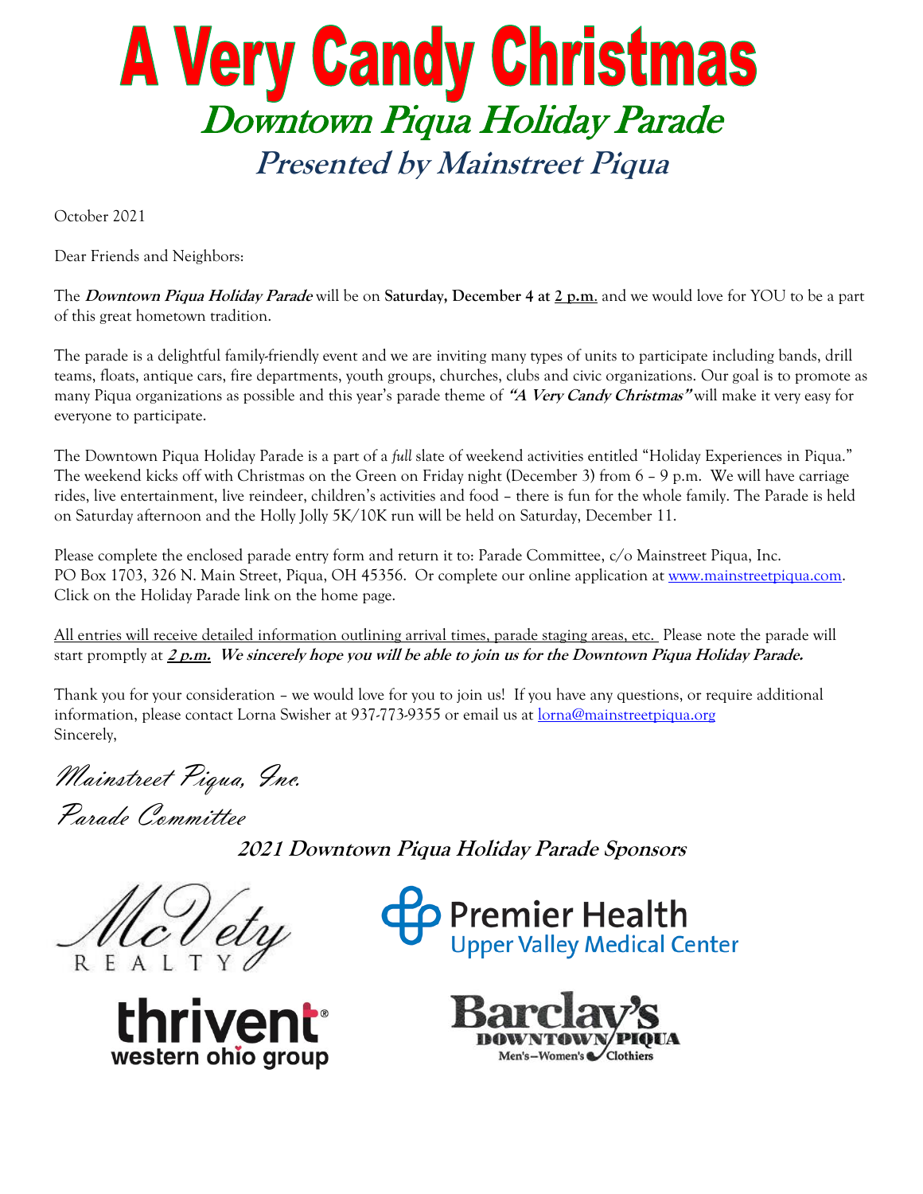# A Very Candy Christmas

## Downtown Piqua Holiday Parade

### Presented by Mainstreet Piqua

October 2021

Dear Friends and Neighbors:

The ***Downtown Piqua Holiday Parade*** will be on **Saturday, December 4 at 2 p.m**. and we would love for YOU to be a part of this great hometown tradition.

The parade is a delightful family-friendly event and we are inviting many types of units to participate including bands, drill teams, floats, antique cars, fire departments, youth groups, churches, clubs and civic organizations. Our goal is to promote as many Piqua organizations as possible and this year's parade theme of ***"A Very Candy Christmas"*** will make it very easy for everyone to participate.

The Downtown Piqua Holiday Parade is a part of a *full* slate of weekend activities entitled "Holiday Experiences in Piqua." The weekend kicks off with Christmas on the Green on Friday night (December 3) from 6 – 9 p.m. We will have carriage rides, live entertainment, live reindeer, children's activities and food – there is fun for the whole family. The Parade is held on Saturday afternoon and the Holly Jolly 5K/10K run will be held on Saturday, December 11.

Please complete the enclosed parade entry form and return it to: Parade Committee, c/o Mainstreet Piqua, Inc. PO Box 1703, 326 N. Main Street, Piqua, OH 45356. Or complete our online application at www.mainstreetpiqua.com. Click on the Holiday Parade link on the home page.

All entries will receive detailed information outlining arrival times, parade staging areas, etc. Please note the parade will start promptly at ***2 p.m.*** ***We sincerely hope you will be able to join us for the Downtown Piqua Holiday Parade.***

Thank you for your consideration – we would love for you to join us! If you have any questions, or require additional information, please contact Lorna Swisher at 937-773-9355 or email us at lorna@mainstreetpiqua.org
Sincerely,

*Mainstreet Piqua, Inc.*
*Parade Committee*

**2021 Downtown Piqua Holiday Parade Sponsors**

McVety Realty

Premier Health Upper Valley Medical Center

thrivent western ohio group

Barclay's Downtown Piqua Men's—Women's Clothiers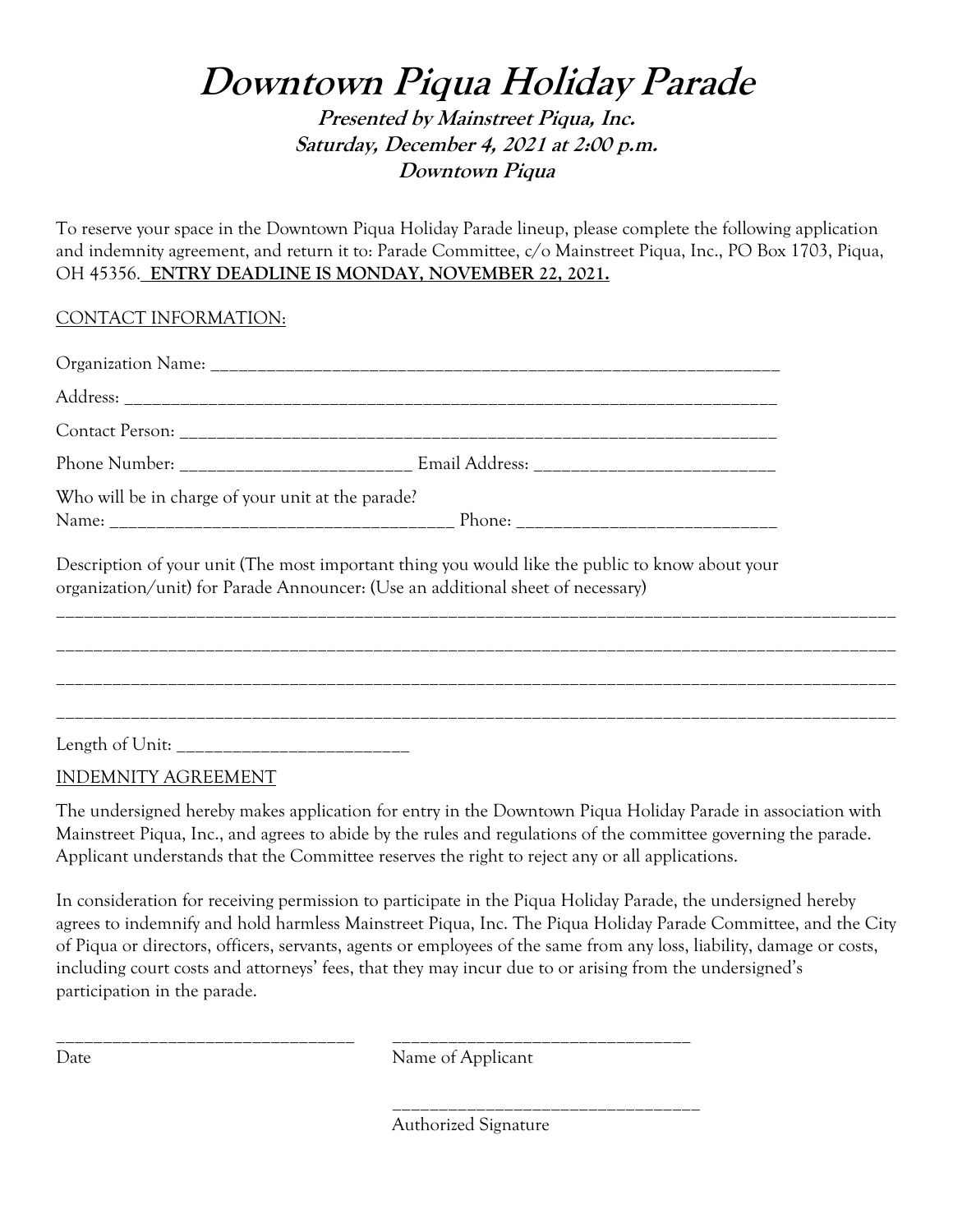# *Downtown Piqua Holiday Parade*

***Presented by Mainstreet Piqua, Inc.***
***Saturday, December 4, 2021 at 2:00 p.m.***
***Downtown Piqua***

To reserve your space in the Downtown Piqua Holiday Parade lineup, please complete the following application and indemnity agreement, and return it to: Parade Committee, c/o Mainstreet Piqua, Inc., PO Box 1703, Piqua, OH 45356. **ENTRY DEADLINE IS MONDAY, NOVEMBER 22, 2021.**

CONTACT INFORMATION:

Organization Name: ______________________________________________________________

Address: ____________________________________________________________________

Contact Person: _______________________________________________________________

Phone Number: ________________________ Email Address: __________________________

Who will be in charge of your unit at the parade?
Name: _____________________________________ Phone: ___________________________

Description of your unit (The most important thing you would like the public to know about your organization/unit) for Parade Announcer: (Use an additional sheet of necessary)

______________________________________________________________________________________

______________________________________________________________________________________

______________________________________________________________________________________

______________________________________________________________________________________

Length of Unit: ________________________

INDEMNITY AGREEMENT

The undersigned hereby makes application for entry in the Downtown Piqua Holiday Parade in association with Mainstreet Piqua, Inc., and agrees to abide by the rules and regulations of the committee governing the parade. Applicant understands that the Committee reserves the right to reject any or all applications.

In consideration for receiving permission to participate in the Piqua Holiday Parade, the undersigned hereby agrees to indemnify and hold harmless Mainstreet Piqua, Inc. The Piqua Holiday Parade Committee, and the City of Piqua or directors, officers, servants, agents or employees of the same from any loss, liability, damage or costs, including court costs and attorneys' fees, that they may incur due to or arising from the undersigned's participation in the parade.

______________________________ ______________________________
Date Name of Applicant

______________________________
Authorized Signature